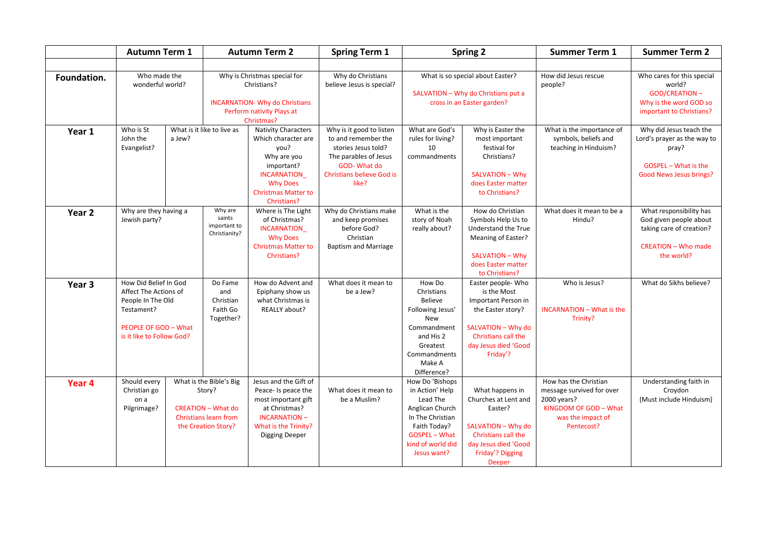| | Autumn Term 1 | | Autumn Term 2 | | Spring Term 1 | Spring 2 | | Summer Term 1 | Summer Term 2 |
|---|---|---|---|---|---|---|---|---|---|
| **Foundation.** | Who made the wonderful world? | | Why is Christmas special for Christians? INCARNATION- Why do Christians Perform nativity Plays at Christmas? | | Why do Christians believe Jesus is special? | What is so special about Easter? SALVATION – Why do Christians put a cross in an Easter garden? | | How did Jesus rescue people? | Who cares for this special world? GOD/CREATION – Why is the word GOD so important to Christians? |
| **Year 1** | Who is St John the Evangelist? | What is it like to live as a Jew? | | Nativity Characters Which character are you? Why are you important? INCARNATION_ Why Does Christmas Matter to Christians? | Why is it good to listen to and remember the stories Jesus told? The parables of Jesus GOD- What do Christians believe God is like? | What are God's rules for living? 10 commandments | Why is Easter the most important festival for Christians? SALVATION – Why does Easter matter to Christians? | What is the importance of symbols, beliefs and teaching in Hinduism? | Why did Jesus teach the Lord's prayer as the way to pray? GOSPEL – What is the Good News Jesus brings? |
| **Year 2** | Why are they having a Jewish party? | | Why are saints important to Christianity? | Where is The Light of Christmas? INCARNATION_ Why Does Christmas Matter to Christians? | Why do Christians make and keep promises before God? Christian Baptism and Marriage | What is the story of Noah really about? | How do Christian Symbols Help Us to Understand the True Meaning of Easter? SALVATION – Why does Easter matter to Christians? | What does it mean to be a Hindu? | What responsibility has God given people about taking care of creation? CREATION – Who made the world? |
| **Year 3** | How Did Belief In God Affect The Actions of People In The Old Testament? PEOPLE OF GOD – What is it like to Follow God? | | Do Fame and Christian Faith Go Together? | How do Advent and Epiphany show us what Christmas is REALLY about? | What does it mean to be a Jew? | How Do Christians Believe Following Jesus' New Commandment and His 2 Greatest Commandments Make A Difference? | Easter people- Who is the Most Important Person in the Easter story? SALVATION – Why do Christians call the day Jesus died 'Good Friday'? | Who is Jesus? INCARNATION – What is the Trinity? | What do Sikhs believe? |
| **Year 4** | Should every Christian go on a Pilgrimage? | What is the Bible's Big Story? CREATION – What do Christians learn from the Creation Story? | | Jesus and the Gift of Peace- Is peace the most important gift at Christmas? INCARNATION – What is the Trinity? Digging Deeper | What does it mean to be a Muslim? | How Do 'Bishops in Action' Help Lead The Anglican Church In The Christian Faith Today? GOSPEL – What kind of world did Jesus want? | What happens in Churches at Lent and Easter? SALVATION – Why do Christians call the day Jesus died 'Good Friday'? Digging Deeper | How has the Christian message survived for over 2000 years? KINGDOM OF GOD – What was the impact of Pentecost? | Understanding faith in Croydon (Must include Hinduism) |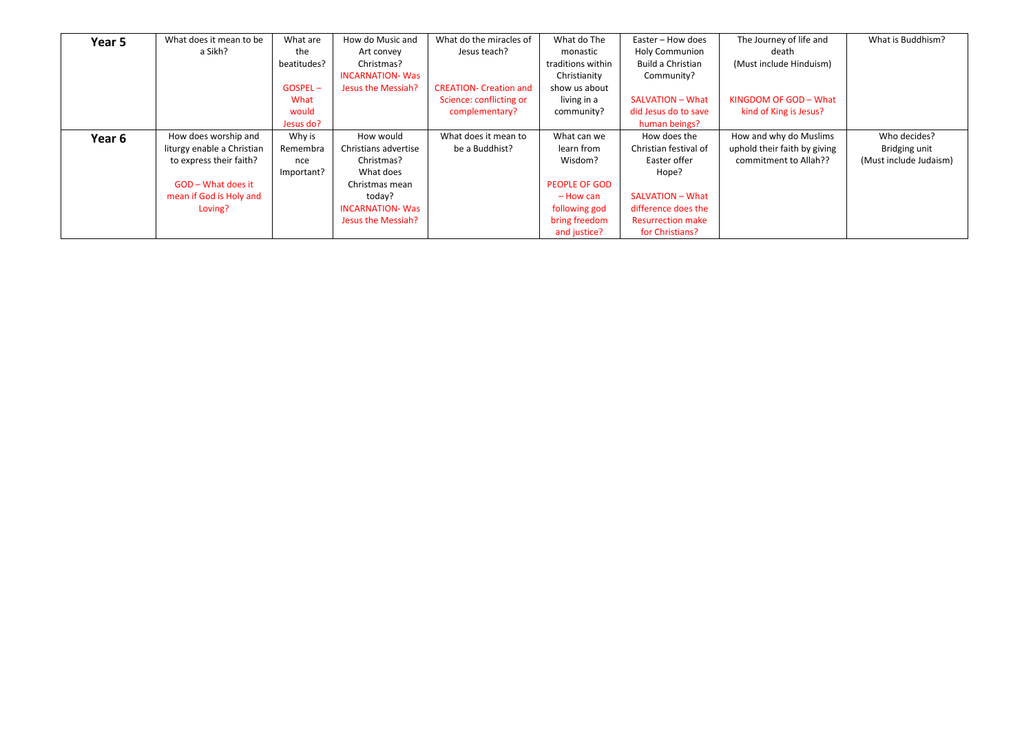| | | | | | | | | |
|---|---|---|---|---|---|---|---|---|
| **Year 5** | What does it mean to be a Sikh? | What are the beatitudes?<br><br>GOSPEL – What would Jesus do? | How do Music and Art convey Christmas?<br>INCARNATION- Was Jesus the Messiah? | What do the miracles of Jesus teach?<br><br>CREATION- Creation and Science: conflicting or complementary? | What do The monastic traditions within Christianity show us about living in a community? | Easter – How does Holy Communion Build a Christian Community?<br><br>SALVATION – What did Jesus do to save human beings? | The Journey of life and death<br>(Must include Hinduism)<br><br>KINGDOM OF GOD – What kind of King is Jesus? | What is Buddhism? |
| **Year 6** | How does worship and liturgy enable a Christian to express their faith?<br><br>GOD – What does it mean if God is Holy and Loving? | Why is Remembrance Important? | How would Christians advertise Christmas? What does Christmas mean today?<br>INCARNATION- Was Jesus the Messiah? | What does it mean to be a Buddhist? | What can we learn from Wisdom?<br><br>PEOPLE OF GOD – How can following god bring freedom and justice? | How does the Christian festival of Easter offer Hope?<br><br>SALVATION – What difference does the Resurrection make for Christians? | How and why do Muslims uphold their faith by giving commitment to Allah?? | Who decides?<br>Bridging unit<br>(Must include Judaism) |